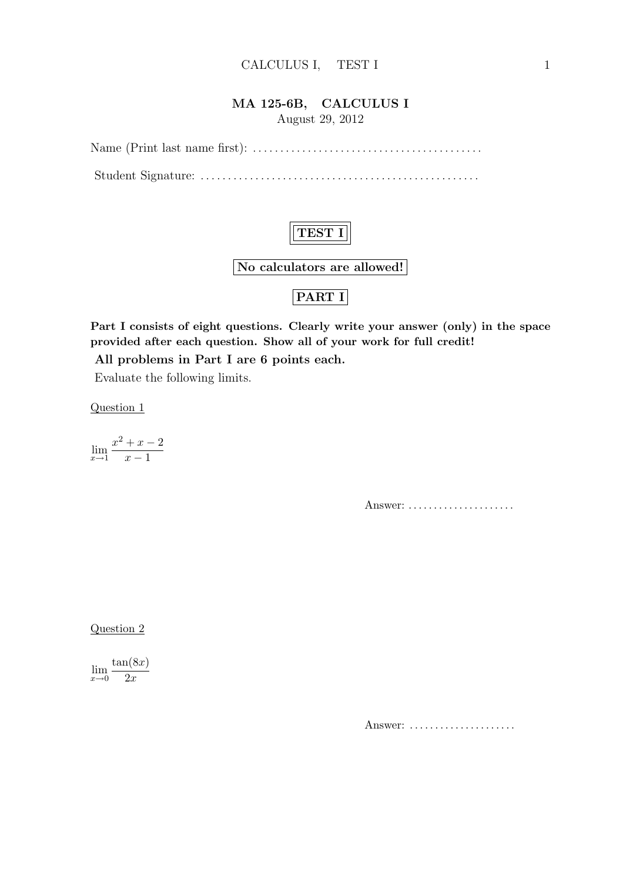# MA 125-6B, CALCULUS I

August 29, 2012

Name (Print last name first): ..........................................

Student Signature: ..................................................

**TEST I**

**No calculators are allowed!**

## PART I

**Part I consists of eight questions. Clearly write your answer (only) in the space provided after each question. Show all of your work for full credit!**

**All problems in Part I are 6 points each.**

Evaluate the following limits.

Question 1

$$\lim_{x \to 1} \frac{x^2 + x - 2}{x - 1}$$

Answer: .....................

Question 2

$$\lim_{x \to 0} \frac{\tan(8x)}{2x}$$

Answer: .....................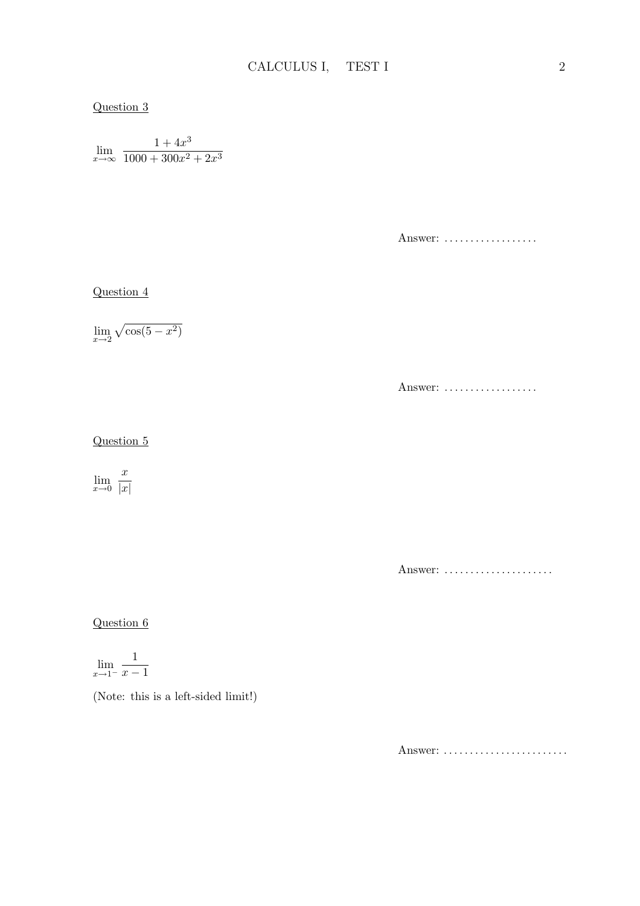Question 3

$$\lim_{x \to \infty} \frac{1 + 4x^3}{1000 + 300x^2 + 2x^3}$$

Answer: ..................

Question 4

$$\lim_{x \to 2} \sqrt{\cos(5 - x^2)}$$

Answer: ..................

Question 5

$$\lim_{x \to 0} \frac{x}{|x|}$$

Answer: .....................

Question 6

$$\lim_{x \to 1^-} \frac{1}{x - 1}$$

(Note: this is a left-sided limit!)

Answer: ........................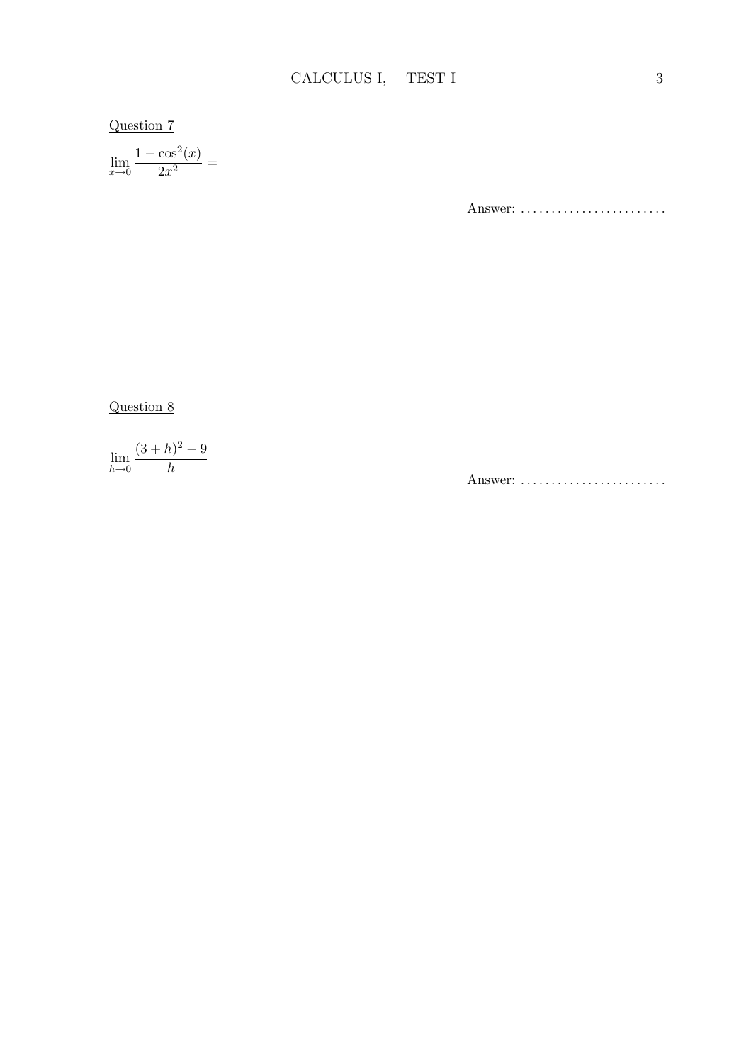Question 7

$$\lim_{x \to 0} \frac{1 - \cos^2(x)}{2x^2} =$$

Answer: ........................

Question 8

$$\lim_{h \to 0} \frac{(3+h)^2 - 9}{h}$$

Answer: ........................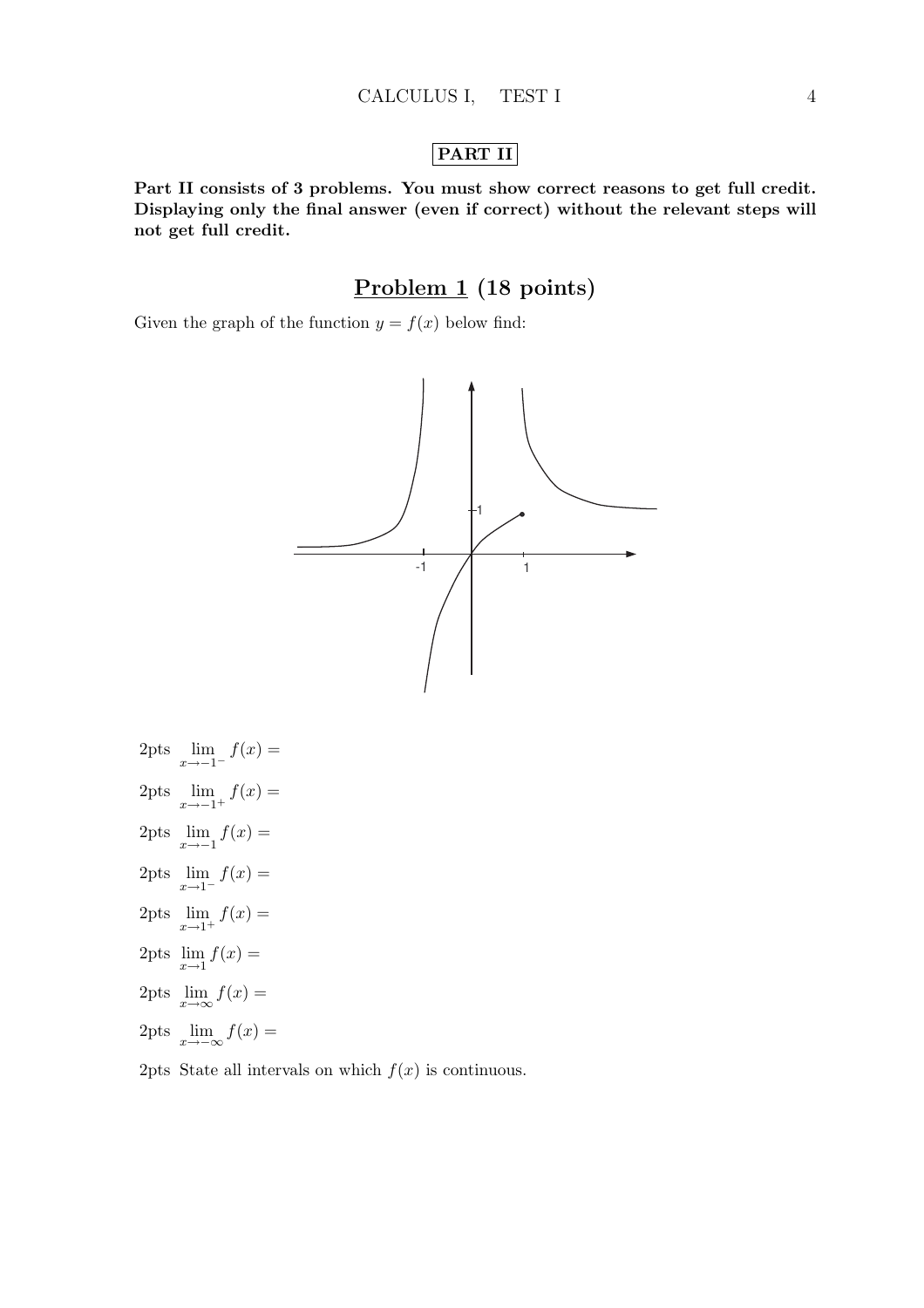## PART II

**Part II consists of 3 problems. You must show correct reasons to get full credit. Displaying only the final answer (even if correct) without the relevant steps will not get full credit.**

## Problem 1 (18 points)

Given the graph of the function $y = f(x)$ below find:

2pts $\lim_{x \to -1^-} f(x) =$

2pts $\lim_{x \to -1^+} f(x) =$

2pts $\lim_{x \to -1} f(x) =$

2pts $\lim_{x \to 1^-} f(x) =$

2pts $\lim_{x \to 1^+} f(x) =$

2pts $\lim_{x \to 1} f(x) =$

2pts $\lim_{x \to \infty} f(x) =$

2pts $\lim_{x \to -\infty} f(x) =$

2pts State all intervals on which $f(x)$ is continuous.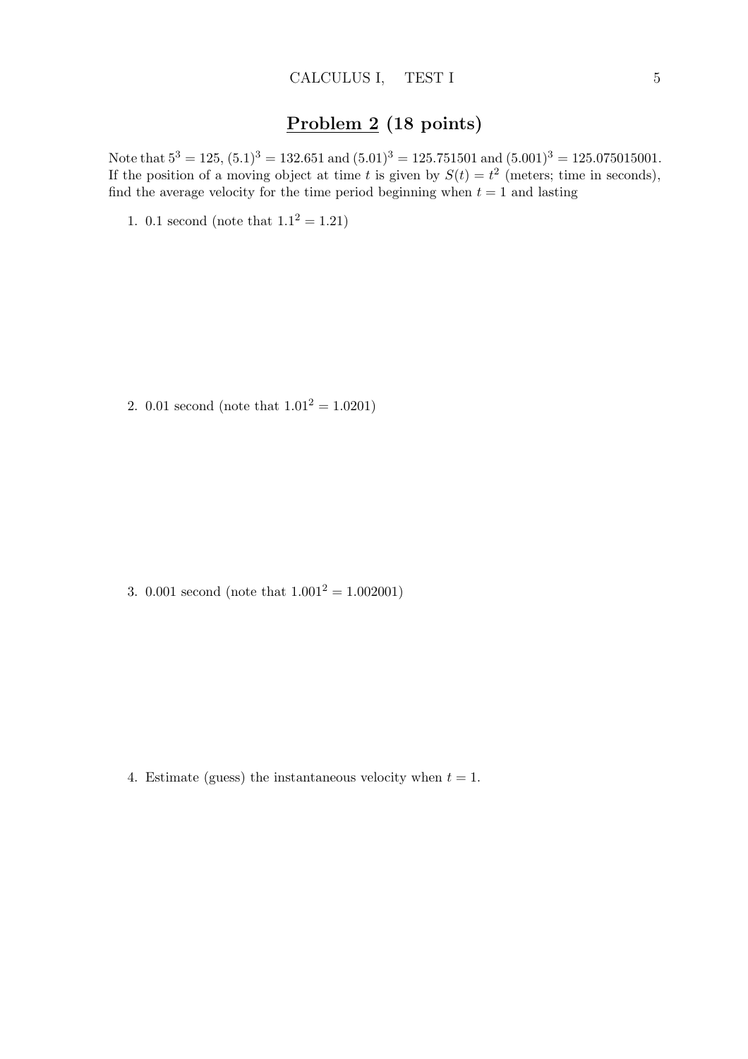## Problem 2 (18 points)

Note that $5^3 = 125$, $(5.1)^3 = 132.651$ and $(5.01)^3 = 125.751501$ and $(5.001)^3 = 125.075015001$. If the position of a moving object at time $t$ is given by $S(t) = t^2$ (meters; time in seconds), find the average velocity for the time period beginning when $t = 1$ and lasting

1. 0.1 second (note that $1.1^2 = 1.21$)

2. 0.01 second (note that $1.01^2 = 1.0201$)

3. 0.001 second (note that $1.001^2 = 1.002001$)

4. Estimate (guess) the instantaneous velocity when $t = 1$.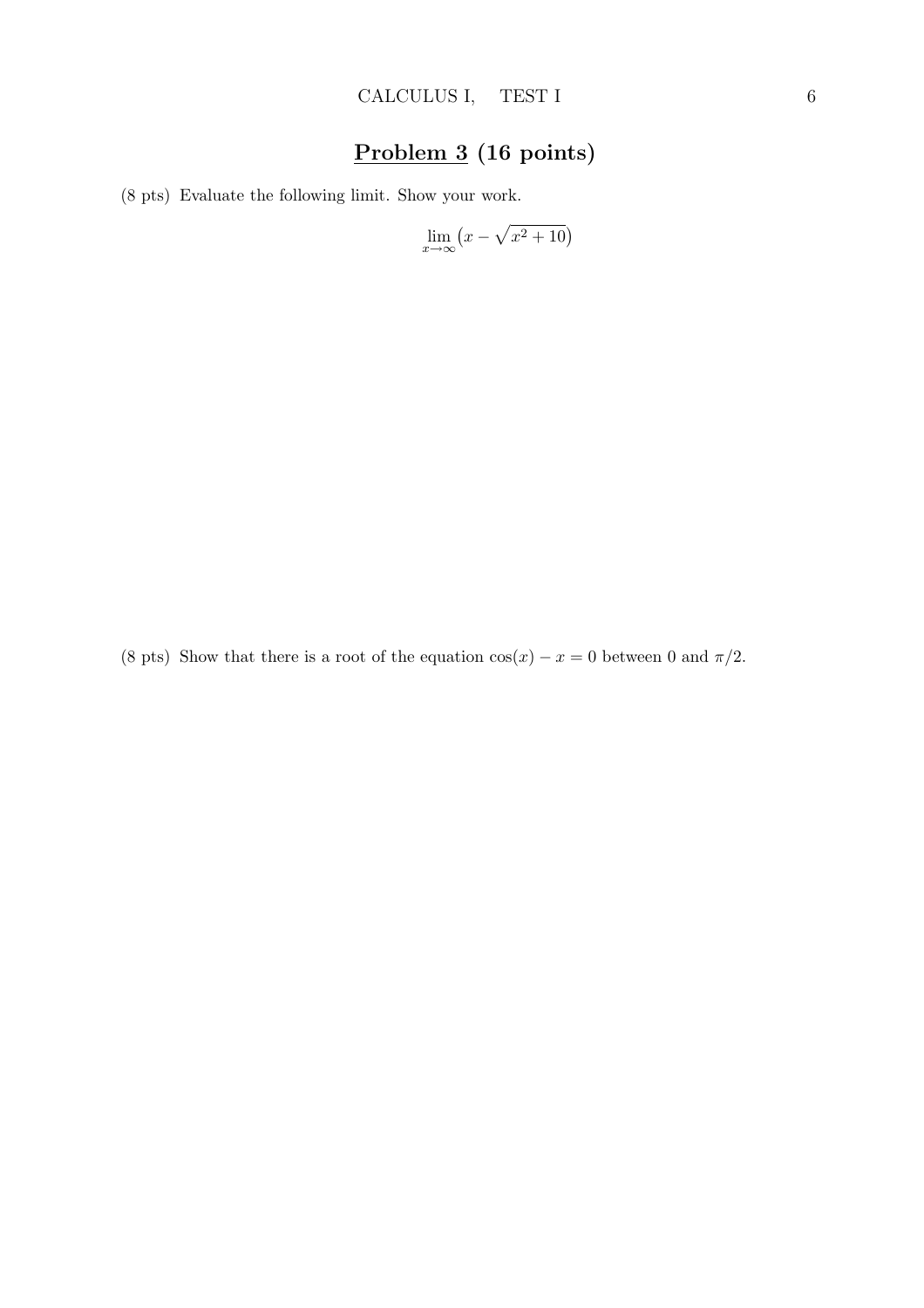## **Problem 3** (16 points)

(8 pts) Evaluate the following limit. Show your work.

$$\lim_{x\to\infty} \left(x - \sqrt{x^2 + 10}\right)$$

(8 pts) Show that there is a root of the equation $\cos(x) - x = 0$ between 0 and $\pi/2$.